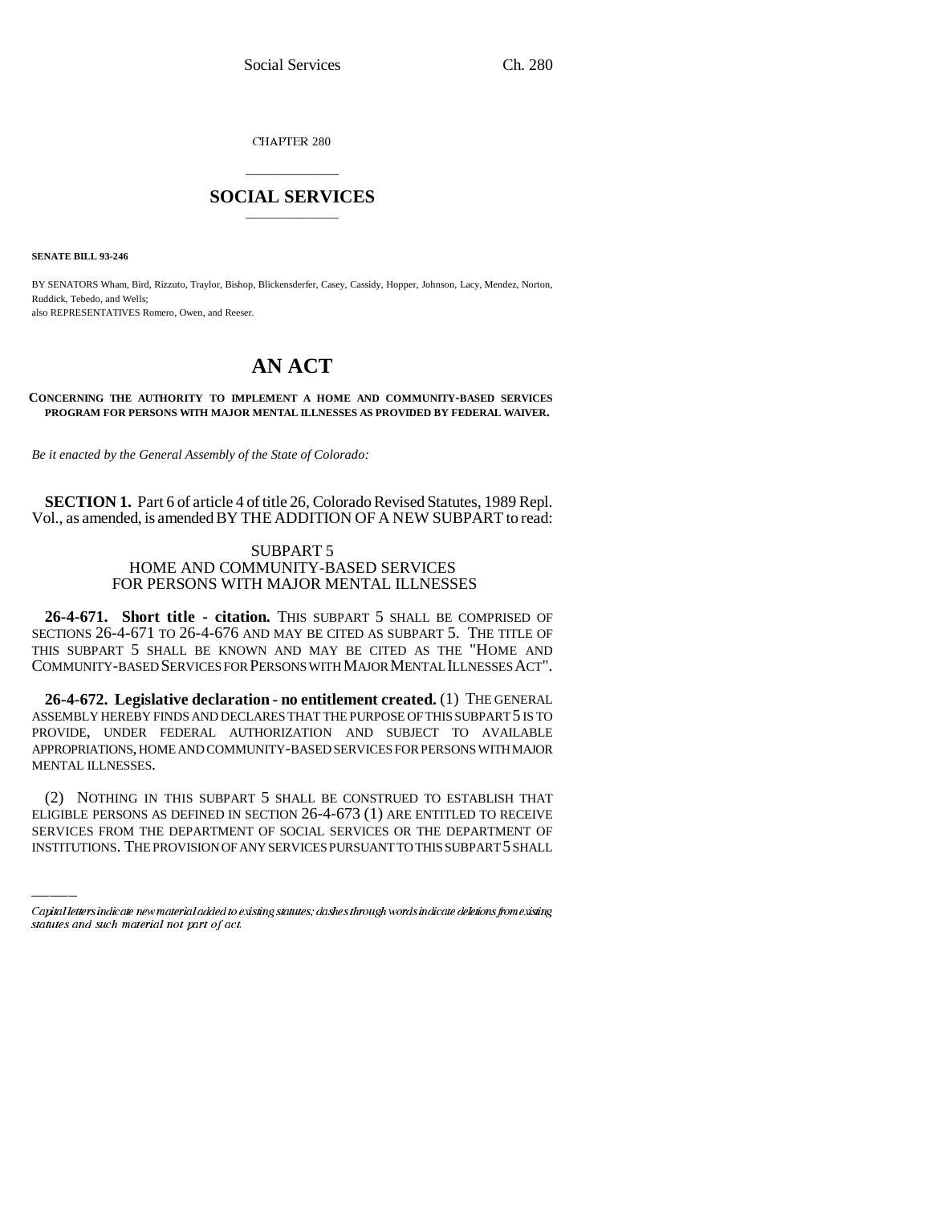CHAPTER 280

# SOCIAL SERVICES

**SENATE BILL 93-246**

BY SENATORS Wham, Bird, Rizzuto, Traylor, Bishop, Blickensderfer, Casey, Cassidy, Hopper, Johnson, Lacy, Mendez, Norton, Ruddick, Tebedo, and Wells;
also REPRESENTATIVES Romero, Owen, and Reeser.

# AN ACT

**CONCERNING THE AUTHORITY TO IMPLEMENT A HOME AND COMMUNITY-BASED SERVICES PROGRAM FOR PERSONS WITH MAJOR MENTAL ILLNESSES AS PROVIDED BY FEDERAL WAIVER.**

*Be it enacted by the General Assembly of the State of Colorado:*

**SECTION 1.** Part 6 of article 4 of title 26, Colorado Revised Statutes, 1989 Repl. Vol., as amended, is amended BY THE ADDITION OF A NEW SUBPART to read:

SUBPART 5
HOME AND COMMUNITY-BASED SERVICES
FOR PERSONS WITH MAJOR MENTAL ILLNESSES

**26-4-671. Short title - citation.** THIS SUBPART 5 SHALL BE COMPRISED OF SECTIONS 26-4-671 TO 26-4-676 AND MAY BE CITED AS SUBPART 5. THE TITLE OF THIS SUBPART 5 SHALL BE KNOWN AND MAY BE CITED AS THE "HOME AND COMMUNITY-BASED SERVICES FOR PERSONS WITH MAJOR MENTAL ILLNESSES ACT".

**26-4-672. Legislative declaration - no entitlement created.** (1) THE GENERAL ASSEMBLY HEREBY FINDS AND DECLARES THAT THE PURPOSE OF THIS SUBPART 5 IS TO PROVIDE, UNDER FEDERAL AUTHORIZATION AND SUBJECT TO AVAILABLE APPROPRIATIONS, HOME AND COMMUNITY-BASED SERVICES FOR PERSONS WITH MAJOR MENTAL ILLNESSES.

(2) NOTHING IN THIS SUBPART 5 SHALL BE CONSTRUED TO ESTABLISH THAT ELIGIBLE PERSONS AS DEFINED IN SECTION 26-4-673 (1) ARE ENTITLED TO RECEIVE SERVICES FROM THE DEPARTMENT OF SOCIAL SERVICES OR THE DEPARTMENT OF INSTITUTIONS. THE PROVISION OF ANY SERVICES PURSUANT TO THIS SUBPART 5 SHALL

Capital letters indicate new material added to existing statutes; dashes through words indicate deletions from existing statutes and such material not part of act.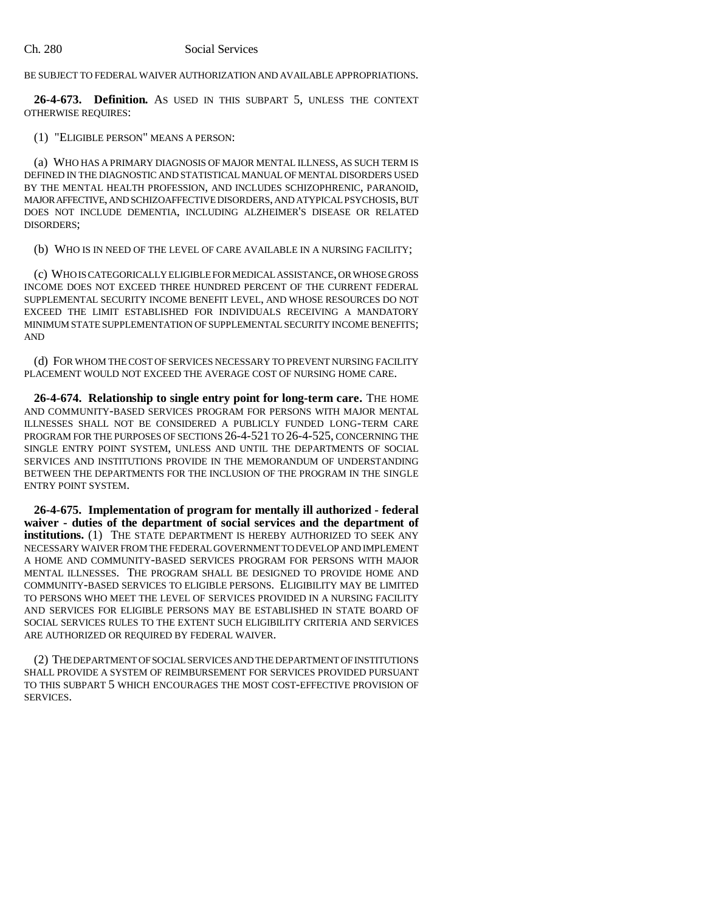BE SUBJECT TO FEDERAL WAIVER AUTHORIZATION AND AVAILABLE APPROPRIATIONS.

**26-4-673. Definition.** AS USED IN THIS SUBPART 5, UNLESS THE CONTEXT OTHERWISE REQUIRES:

(1) "ELIGIBLE PERSON" MEANS A PERSON:

(a) WHO HAS A PRIMARY DIAGNOSIS OF MAJOR MENTAL ILLNESS, AS SUCH TERM IS DEFINED IN THE DIAGNOSTIC AND STATISTICAL MANUAL OF MENTAL DISORDERS USED BY THE MENTAL HEALTH PROFESSION, AND INCLUDES SCHIZOPHRENIC, PARANOID, MAJOR AFFECTIVE, AND SCHIZOAFFECTIVE DISORDERS, AND ATYPICAL PSYCHOSIS, BUT DOES NOT INCLUDE DEMENTIA, INCLUDING ALZHEIMER'S DISEASE OR RELATED DISORDERS;

(b) WHO IS IN NEED OF THE LEVEL OF CARE AVAILABLE IN A NURSING FACILITY;

(c) WHO IS CATEGORICALLY ELIGIBLE FOR MEDICAL ASSISTANCE, OR WHOSE GROSS INCOME DOES NOT EXCEED THREE HUNDRED PERCENT OF THE CURRENT FEDERAL SUPPLEMENTAL SECURITY INCOME BENEFIT LEVEL, AND WHOSE RESOURCES DO NOT EXCEED THE LIMIT ESTABLISHED FOR INDIVIDUALS RECEIVING A MANDATORY MINIMUM STATE SUPPLEMENTATION OF SUPPLEMENTAL SECURITY INCOME BENEFITS; AND

(d) FOR WHOM THE COST OF SERVICES NECESSARY TO PREVENT NURSING FACILITY PLACEMENT WOULD NOT EXCEED THE AVERAGE COST OF NURSING HOME CARE.

**26-4-674. Relationship to single entry point for long-term care.** THE HOME AND COMMUNITY-BASED SERVICES PROGRAM FOR PERSONS WITH MAJOR MENTAL ILLNESSES SHALL NOT BE CONSIDERED A PUBLICLY FUNDED LONG-TERM CARE PROGRAM FOR THE PURPOSES OF SECTIONS 26-4-521 TO 26-4-525, CONCERNING THE SINGLE ENTRY POINT SYSTEM, UNLESS AND UNTIL THE DEPARTMENTS OF SOCIAL SERVICES AND INSTITUTIONS PROVIDE IN THE MEMORANDUM OF UNDERSTANDING BETWEEN THE DEPARTMENTS FOR THE INCLUSION OF THE PROGRAM IN THE SINGLE ENTRY POINT SYSTEM.

**26-4-675. Implementation of program for mentally ill authorized - federal waiver - duties of the department of social services and the department of institutions.** (1) THE STATE DEPARTMENT IS HEREBY AUTHORIZED TO SEEK ANY NECESSARY WAIVER FROM THE FEDERAL GOVERNMENT TO DEVELOP AND IMPLEMENT A HOME AND COMMUNITY-BASED SERVICES PROGRAM FOR PERSONS WITH MAJOR MENTAL ILLNESSES. THE PROGRAM SHALL BE DESIGNED TO PROVIDE HOME AND COMMUNITY-BASED SERVICES TO ELIGIBLE PERSONS. ELIGIBILITY MAY BE LIMITED TO PERSONS WHO MEET THE LEVEL OF SERVICES PROVIDED IN A NURSING FACILITY AND SERVICES FOR ELIGIBLE PERSONS MAY BE ESTABLISHED IN STATE BOARD OF SOCIAL SERVICES RULES TO THE EXTENT SUCH ELIGIBILITY CRITERIA AND SERVICES ARE AUTHORIZED OR REQUIRED BY FEDERAL WAIVER.

(2) THE DEPARTMENT OF SOCIAL SERVICES AND THE DEPARTMENT OF INSTITUTIONS SHALL PROVIDE A SYSTEM OF REIMBURSEMENT FOR SERVICES PROVIDED PURSUANT TO THIS SUBPART 5 WHICH ENCOURAGES THE MOST COST-EFFECTIVE PROVISION OF SERVICES.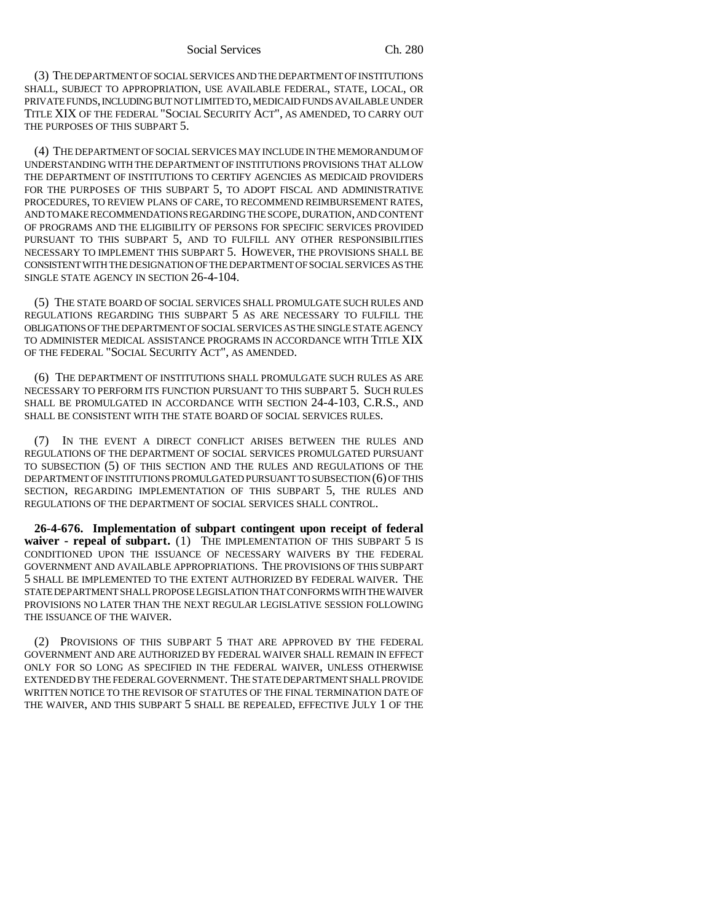(3) THE DEPARTMENT OF SOCIAL SERVICES AND THE DEPARTMENT OF INSTITUTIONS SHALL, SUBJECT TO APPROPRIATION, USE AVAILABLE FEDERAL, STATE, LOCAL, OR PRIVATE FUNDS, INCLUDING BUT NOT LIMITED TO, MEDICAID FUNDS AVAILABLE UNDER TITLE XIX OF THE FEDERAL "SOCIAL SECURITY ACT", AS AMENDED, TO CARRY OUT THE PURPOSES OF THIS SUBPART 5.

(4) THE DEPARTMENT OF SOCIAL SERVICES MAY INCLUDE IN THE MEMORANDUM OF UNDERSTANDING WITH THE DEPARTMENT OF INSTITUTIONS PROVISIONS THAT ALLOW THE DEPARTMENT OF INSTITUTIONS TO CERTIFY AGENCIES AS MEDICAID PROVIDERS FOR THE PURPOSES OF THIS SUBPART 5, TO ADOPT FISCAL AND ADMINISTRATIVE PROCEDURES, TO REVIEW PLANS OF CARE, TO RECOMMEND REIMBURSEMENT RATES, AND TO MAKE RECOMMENDATIONS REGARDING THE SCOPE, DURATION, AND CONTENT OF PROGRAMS AND THE ELIGIBILITY OF PERSONS FOR SPECIFIC SERVICES PROVIDED PURSUANT TO THIS SUBPART 5, AND TO FULFILL ANY OTHER RESPONSIBILITIES NECESSARY TO IMPLEMENT THIS SUBPART 5. HOWEVER, THE PROVISIONS SHALL BE CONSISTENT WITH THE DESIGNATION OF THE DEPARTMENT OF SOCIAL SERVICES AS THE SINGLE STATE AGENCY IN SECTION 26-4-104.

(5) THE STATE BOARD OF SOCIAL SERVICES SHALL PROMULGATE SUCH RULES AND REGULATIONS REGARDING THIS SUBPART 5 AS ARE NECESSARY TO FULFILL THE OBLIGATIONS OF THE DEPARTMENT OF SOCIAL SERVICES AS THE SINGLE STATE AGENCY TO ADMINISTER MEDICAL ASSISTANCE PROGRAMS IN ACCORDANCE WITH TITLE XIX OF THE FEDERAL "SOCIAL SECURITY ACT", AS AMENDED.

(6) THE DEPARTMENT OF INSTITUTIONS SHALL PROMULGATE SUCH RULES AS ARE NECESSARY TO PERFORM ITS FUNCTION PURSUANT TO THIS SUBPART 5. SUCH RULES SHALL BE PROMULGATED IN ACCORDANCE WITH SECTION 24-4-103, C.R.S., AND SHALL BE CONSISTENT WITH THE STATE BOARD OF SOCIAL SERVICES RULES.

(7) IN THE EVENT A DIRECT CONFLICT ARISES BETWEEN THE RULES AND REGULATIONS OF THE DEPARTMENT OF SOCIAL SERVICES PROMULGATED PURSUANT TO SUBSECTION (5) OF THIS SECTION AND THE RULES AND REGULATIONS OF THE DEPARTMENT OF INSTITUTIONS PROMULGATED PURSUANT TO SUBSECTION (6) OF THIS SECTION, REGARDING IMPLEMENTATION OF THIS SUBPART 5, THE RULES AND REGULATIONS OF THE DEPARTMENT OF SOCIAL SERVICES SHALL CONTROL.

**26-4-676. Implementation of subpart contingent upon receipt of federal waiver - repeal of subpart.** (1) THE IMPLEMENTATION OF THIS SUBPART 5 IS CONDITIONED UPON THE ISSUANCE OF NECESSARY WAIVERS BY THE FEDERAL GOVERNMENT AND AVAILABLE APPROPRIATIONS. THE PROVISIONS OF THIS SUBPART 5 SHALL BE IMPLEMENTED TO THE EXTENT AUTHORIZED BY FEDERAL WAIVER. THE STATE DEPARTMENT SHALL PROPOSE LEGISLATION THAT CONFORMS WITH THE WAIVER PROVISIONS NO LATER THAN THE NEXT REGULAR LEGISLATIVE SESSION FOLLOWING THE ISSUANCE OF THE WAIVER.

(2) PROVISIONS OF THIS SUBPART 5 THAT ARE APPROVED BY THE FEDERAL GOVERNMENT AND ARE AUTHORIZED BY FEDERAL WAIVER SHALL REMAIN IN EFFECT ONLY FOR SO LONG AS SPECIFIED IN THE FEDERAL WAIVER, UNLESS OTHERWISE EXTENDED BY THE FEDERAL GOVERNMENT. THE STATE DEPARTMENT SHALL PROVIDE WRITTEN NOTICE TO THE REVISOR OF STATUTES OF THE FINAL TERMINATION DATE OF THE WAIVER, AND THIS SUBPART 5 SHALL BE REPEALED, EFFECTIVE JULY 1 OF THE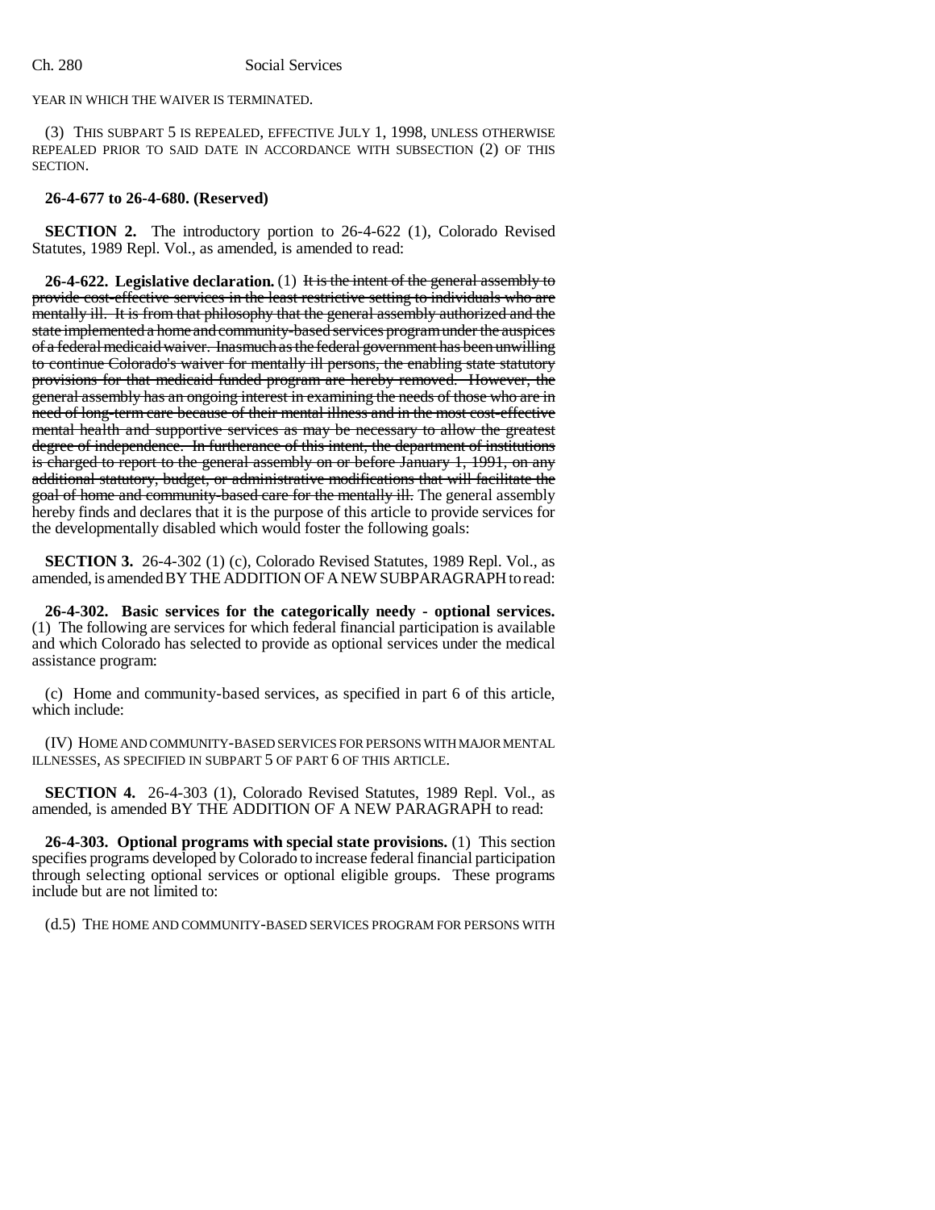YEAR IN WHICH THE WAIVER IS TERMINATED.

(3) THIS SUBPART 5 IS REPEALED, EFFECTIVE JULY 1, 1998, UNLESS OTHERWISE REPEALED PRIOR TO SAID DATE IN ACCORDANCE WITH SUBSECTION (2) OF THIS SECTION.

**26-4-677 to 26-4-680. (Reserved)**

**SECTION 2.** The introductory portion to 26-4-622 (1), Colorado Revised Statutes, 1989 Repl. Vol., as amended, is amended to read:

**26-4-622. Legislative declaration.** (1) ~~It is the intent of the general assembly to provide cost-effective services in the least restrictive setting to individuals who are mentally ill. It is from that philosophy that the general assembly authorized and the state implemented a home and community-based services program under the auspices of a federal medicaid waiver. Inasmuch as the federal government has been unwilling to continue Colorado's waiver for mentally ill persons, the enabling state statutory provisions for that medicaid-funded program are hereby removed. However, the general assembly has an ongoing interest in examining the needs of those who are in need of long-term care because of their mental illness and in the most cost-effective mental health and supportive services as may be necessary to allow the greatest degree of independence. In furtherance of this intent, the department of institutions is charged to report to the general assembly on or before January 1, 1991, on any additional statutory, budget, or administrative modifications that will facilitate the goal of home and community-based care for the mentally ill.~~ The general assembly hereby finds and declares that it is the purpose of this article to provide services for the developmentally disabled which would foster the following goals:

**SECTION 3.** 26-4-302 (1) (c), Colorado Revised Statutes, 1989 Repl. Vol., as amended, is amended BY THE ADDITION OF A NEW SUBPARAGRAPH to read:

**26-4-302. Basic services for the categorically needy - optional services.** (1) The following are services for which federal financial participation is available and which Colorado has selected to provide as optional services under the medical assistance program:

(c) Home and community-based services, as specified in part 6 of this article, which include:

(IV) HOME AND COMMUNITY-BASED SERVICES FOR PERSONS WITH MAJOR MENTAL ILLNESSES, AS SPECIFIED IN SUBPART 5 OF PART 6 OF THIS ARTICLE.

**SECTION 4.** 26-4-303 (1), Colorado Revised Statutes, 1989 Repl. Vol., as amended, is amended BY THE ADDITION OF A NEW PARAGRAPH to read:

**26-4-303. Optional programs with special state provisions.** (1) This section specifies programs developed by Colorado to increase federal financial participation through selecting optional services or optional eligible groups. These programs include but are not limited to:

(d.5) THE HOME AND COMMUNITY-BASED SERVICES PROGRAM FOR PERSONS WITH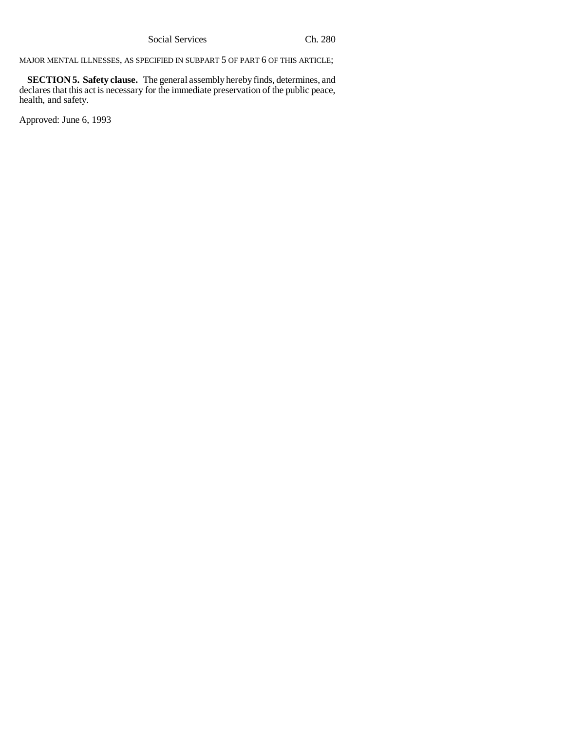MAJOR MENTAL ILLNESSES, AS SPECIFIED IN SUBPART 5 OF PART 6 OF THIS ARTICLE;

**SECTION 5. Safety clause.** The general assembly hereby finds, determines, and declares that this act is necessary for the immediate preservation of the public peace, health, and safety.

Approved: June 6, 1993